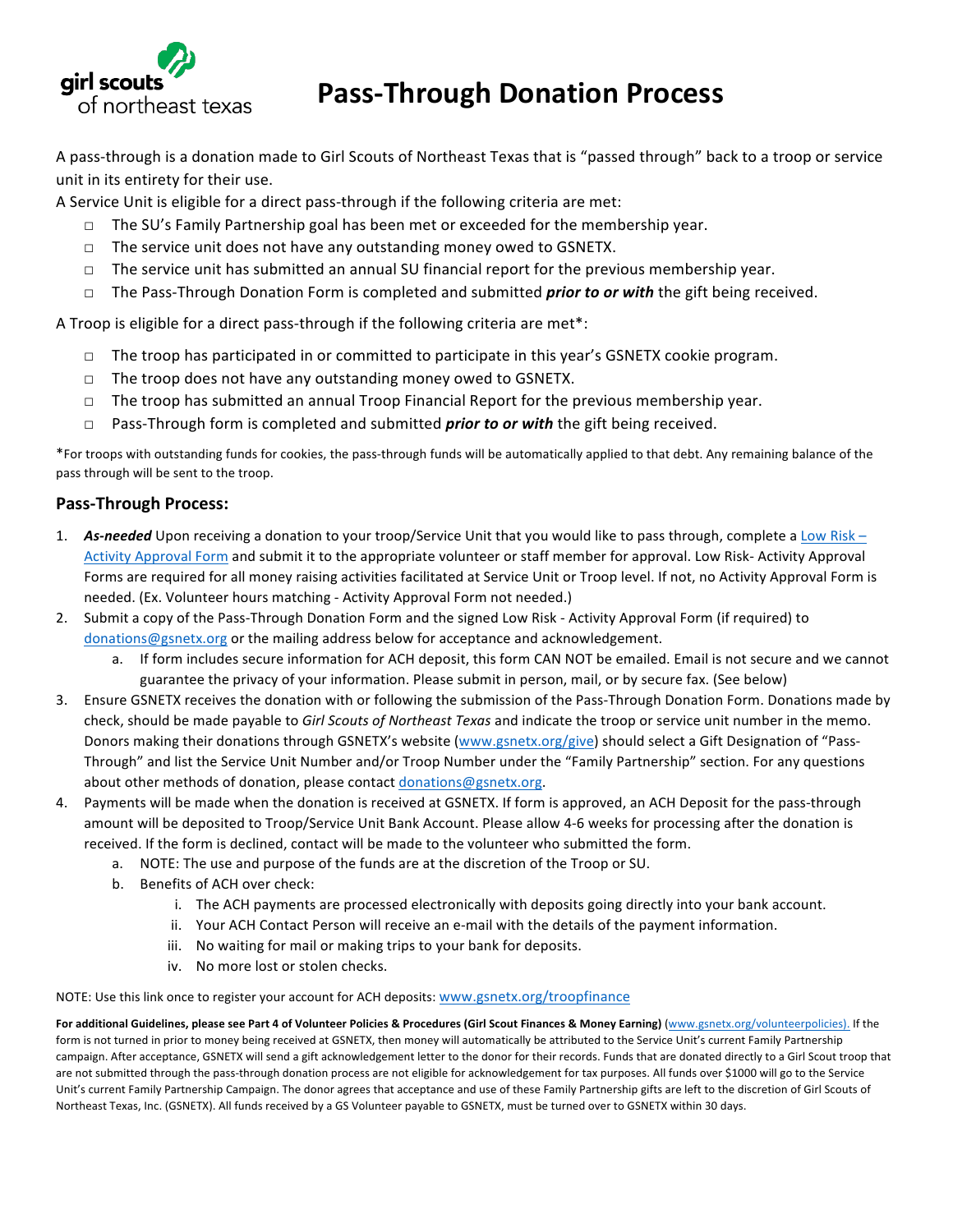girl scouts of northeast texas

# Pass-Through Donation Process

A pass-through is a donation made to Girl Scouts of Northeast Texas that is "passed through" back to a troop or service unit in its entirety for their use.

A Service Unit is eligible for a direct pass-through if the following criteria are met:

- □ The SU's Family Partnership goal has been met or exceeded for the membership year.
- □ The service unit does not have any outstanding money owed to GSNETX.
- □ The service unit has submitted an annual SU financial report for the previous membership year.
- □ The Pass-Through Donation Form is completed and submitted ***prior to or with*** the gift being received.

A Troop is eligible for a direct pass-through if the following criteria are met*:

- □ The troop has participated in or committed to participate in this year's GSNETX cookie program.
- □ The troop does not have any outstanding money owed to GSNETX.
- □ The troop has submitted an annual Troop Financial Report for the previous membership year.
- □ Pass-Through form is completed and submitted ***prior to or with*** the gift being received.

*For troops with outstanding funds for cookies, the pass-through funds will be automatically applied to that debt. Any remaining balance of the pass through will be sent to the troop.

## Pass-Through Process:

1. ***As-needed*** Upon receiving a donation to your troop/Service Unit that you would like to pass through, complete a Low Risk – Activity Approval Form and submit it to the appropriate volunteer or staff member for approval. Low Risk- Activity Approval Forms are required for all money raising activities facilitated at Service Unit or Troop level. If not, no Activity Approval Form is needed. (Ex. Volunteer hours matching - Activity Approval Form not needed.)
2. Submit a copy of the Pass-Through Donation Form and the signed Low Risk - Activity Approval Form (if required) to donations@gsnetx.org or the mailing address below for acceptance and acknowledgement.
   a. If form includes secure information for ACH deposit, this form CAN NOT be emailed. Email is not secure and we cannot guarantee the privacy of your information. Please submit in person, mail, or by secure fax. (See below)
3. Ensure GSNETX receives the donation with or following the submission of the Pass-Through Donation Form. Donations made by check, should be made payable to *Girl Scouts of Northeast Texas* and indicate the troop or service unit number in the memo. Donors making their donations through GSNETX's website (www.gsnetx.org/give) should select a Gift Designation of "Pass-Through" and list the Service Unit Number and/or Troop Number under the "Family Partnership" section. For any questions about other methods of donation, please contact donations@gsnetx.org.
4. Payments will be made when the donation is received at GSNETX. If form is approved, an ACH Deposit for the pass-through amount will be deposited to Troop/Service Unit Bank Account. Please allow 4-6 weeks for processing after the donation is received. If the form is declined, contact will be made to the volunteer who submitted the form.
   a. NOTE: The use and purpose of the funds are at the discretion of the Troop or SU.
   b. Benefits of ACH over check:
      i. The ACH payments are processed electronically with deposits going directly into your bank account.
      ii. Your ACH Contact Person will receive an e-mail with the details of the payment information.
      iii. No waiting for mail or making trips to your bank for deposits.
      iv. No more lost or stolen checks.

NOTE: Use this link once to register your account for ACH deposits: www.gsnetx.org/troopfinance

**For additional Guidelines, please see Part 4 of Volunteer Policies & Procedures (Girl Scout Finances & Money Earning)** (www.gsnetx.org/volunteerpolicies). If the form is not turned in prior to money being received at GSNETX, then money will automatically be attributed to the Service Unit's current Family Partnership campaign. After acceptance, GSNETX will send a gift acknowledgement letter to the donor for their records. Funds that are donated directly to a Girl Scout troop that are not submitted through the pass-through donation process are not eligible for acknowledgement for tax purposes. All funds over $1000 will go to the Service Unit's current Family Partnership Campaign. The donor agrees that acceptance and use of these Family Partnership gifts are left to the discretion of Girl Scouts of Northeast Texas, Inc. (GSNETX). All funds received by a GS Volunteer payable to GSNETX, must be turned over to GSNETX within 30 days.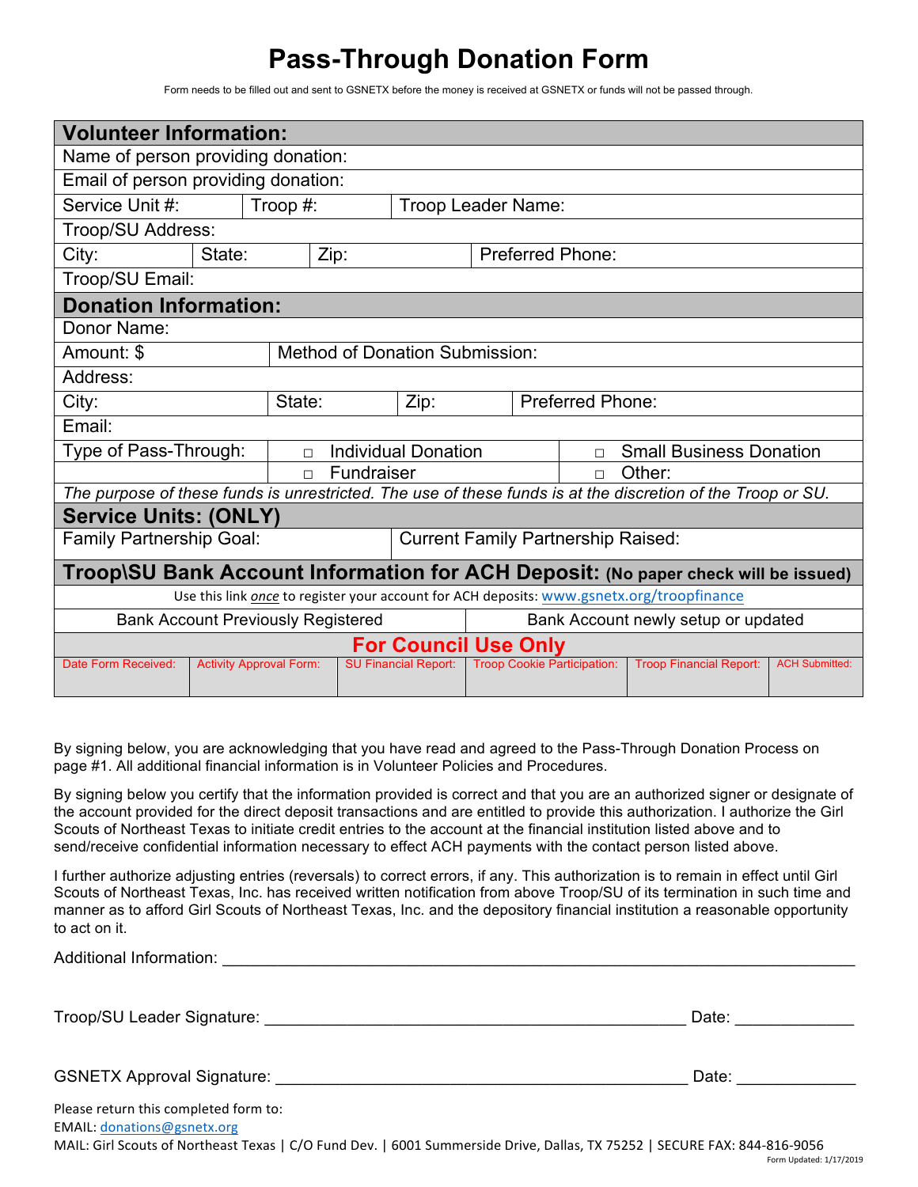# Pass-Through Donation Form

Form needs to be filled out and sent to GSNETX before the money is received at GSNETX or funds will not be passed through.

| | | | | | |
|---|---|---|---|---|---|
| **Volunteer Information:** | | | | | |
| Name of person providing donation: | | | | | |
| Email of person providing donation: | | | | | |
| Service Unit #: | Troop #: | Troop Leader Name: | | | |
| Troop/SU Address: | | | | | |
| City: | State: | Zip: | Preferred Phone: | | |
| Troop/SU Email: | | | | | |
| **Donation Information:** | | | | | |
| Donor Name: | | | | | |
| Amount: $ | Method of Donation Submission: | | | | |
| Address: | | | | | |
| City: | State: | Zip: | Preferred Phone: | | |
| Email: | | | | | |
| Type of Pass-Through: | □ Individual Donation | □ Small Business Donation | | | |
| | □ Fundraiser | □ Other: | | | |
| *The purpose of these funds is unrestricted. The use of these funds is at the discretion of the Troop or SU.* | | | | | |
| **Service Units: (ONLY)** | | | | | |
| Family Partnership Goal: | Current Family Partnership Raised: | | | | |
| **Troop\SU Bank Account Information for ACH Deposit: (No paper check will be issued)** | | | | | |
| Use this link *once* to register your account for ACH deposits: www.gsnetx.org/troopfinance | | | | | |
| Bank Account Previously Registered | Bank Account newly setup or updated | | | | |
| **For Council Use Only** | | | | | |
| Date Form Received: | Activity Approval Form: | SU Financial Report: | Troop Cookie Participation: | Troop Financial Report: | ACH Submitted: |

By signing below, you are acknowledging that you have read and agreed to the Pass-Through Donation Process on page #1. All additional financial information is in Volunteer Policies and Procedures.

By signing below you certify that the information provided is correct and that you are an authorized signer or designate of the account provided for the direct deposit transactions and are entitled to provide this authorization. I authorize the Girl Scouts of Northeast Texas to initiate credit entries to the account at the financial institution listed above and to send/receive confidential information necessary to effect ACH payments with the contact person listed above.

I further authorize adjusting entries (reversals) to correct errors, if any. This authorization is to remain in effect until Girl Scouts of Northeast Texas, Inc. has received written notification from above Troop/SU of its termination in such time and manner as to afford Girl Scouts of Northeast Texas, Inc. and the depository financial institution a reasonable opportunity to act on it.

Additional Information: ______________________________________________________________________

Troop/SU Leader Signature: _______________________________________________ Date: _____________

GSNETX Approval Signature: _______________________________________________ Date: _____________

Please return this completed form to:
EMAIL: donations@gsnetx.org
MAIL: Girl Scouts of Northeast Texas | C/O Fund Dev. | 6001 Summerside Drive, Dallas, TX 75252 | SECURE FAX: 844-816-9056

Form Updated: 1/17/2019